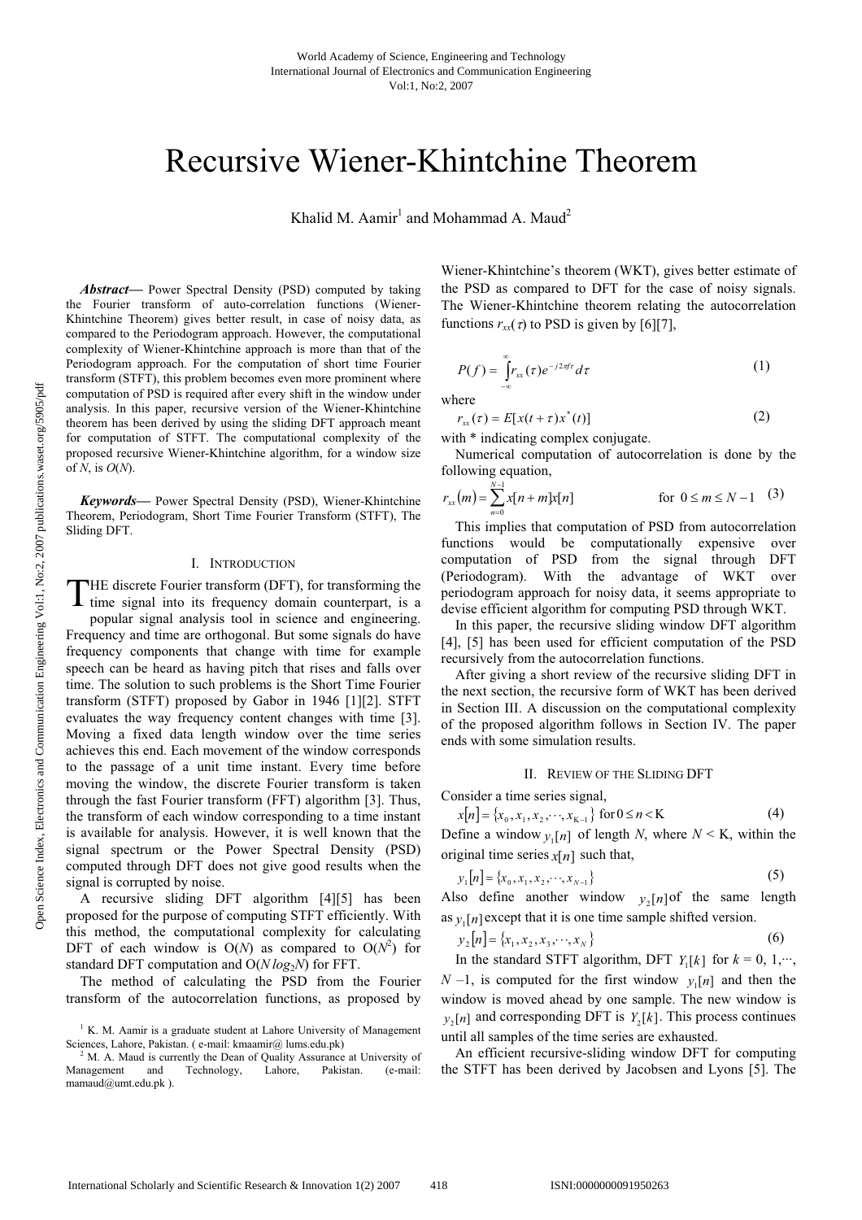# Recursive Wiener-Khintchine Theorem

Khalid M. Aamir[1] and Mohammad A. Maud[2]

***Abstract*—** Power Spectral Density (PSD) computed by taking the Fourier transform of auto-correlation functions (Wiener-Khintchine Theorem) gives better result, in case of noisy data, as compared to the Periodogram approach. However, the computational complexity of Wiener-Khintchine approach is more than that of the Periodogram approach. For the computation of short time Fourier transform (STFT), this problem becomes even more prominent where computation of PSD is required after every shift in the window under analysis. In this paper, recursive version of the Wiener-Khintchine theorem has been derived by using the sliding DFT approach meant for computation of STFT. The computational complexity of the proposed recursive Wiener-Khintchine algorithm, for a window size of $N$, is $O(N)$.

***Keywords*—** Power Spectral Density (PSD), Wiener-Khintchine Theorem, Periodogram, Short Time Fourier Transform (STFT), The Sliding DFT.

## I. Introduction

The discrete Fourier transform (DFT), for transforming the time signal into its frequency domain counterpart, is a popular signal analysis tool in science and engineering. Frequency and time are orthogonal. But some signals do have frequency components that change with time for example speech can be heard as having pitch that rises and falls over time. The solution to such problems is the Short Time Fourier transform (STFT) proposed by Gabor in 1946 [1][2]. STFT evaluates the way frequency content changes with time [3]. Moving a fixed data length window over the time series achieves this end. Each movement of the window corresponds to the passage of a unit time instant. Every time before moving the window, the discrete Fourier transform is taken through the fast Fourier transform (FFT) algorithm [3]. Thus, the transform of each window corresponding to a time instant is available for analysis. However, it is well known that the signal spectrum or the Power Spectral Density (PSD) computed through DFT does not give good results when the signal is corrupted by noise.

A recursive sliding DFT algorithm [4][5] has been proposed for the purpose of computing STFT efficiently. With this method, the computational complexity for calculating DFT of each window is $O(N)$ as compared to $O(N^2)$ for standard DFT computation and $O(N\log_2 N)$ for FFT.

The method of calculating the PSD from the Fourier transform of the autocorrelation functions, as proposed by Wiener-Khintchine's theorem (WKT), gives better estimate of the PSD as compared to DFT for the case of noisy signals. The Wiener-Khintchine theorem relating the autocorrelation functions $r_{xx}(\tau)$ to PSD is given by [6][7],

$$P(f) = \int_{-\infty}^{\infty} r_{xx}(\tau) e^{-j2\pi f\tau} d\tau \tag{1}$$

where

$$r_{xx}(\tau) = E[x(t+\tau)x^*(t)] \tag{2}$$

with * indicating complex conjugate.

Numerical computation of autocorrelation is done by the following equation,

$$r_{xx}(m) = \sum_{n=0}^{N-1} x[n+m]x[n] \qquad \text{for } 0 \le m \le N-1 \tag{3}$$

This implies that computation of PSD from autocorrelation functions would be computationally expensive over computation of PSD from the signal through DFT (Periodogram). With the advantage of WKT over periodogram approach for noisy data, it seems appropriate to devise efficient algorithm for computing PSD through WKT.

In this paper, the recursive sliding window DFT algorithm [4], [5] has been used for efficient computation of the PSD recursively from the autocorrelation functions.

After giving a short review of the recursive sliding DFT in the next section, the recursive form of WKT has been derived in Section III. A discussion on the computational complexity of the proposed algorithm follows in Section IV. The paper ends with some simulation results.

## II. Review of the Sliding DFT

Consider a time series signal,

$$x[n] = \{x_0, x_1, x_2, \cdots, x_{K-1}\} \text{ for } 0 \le n < K \tag{4}$$

Define a window $y_1[n]$ of length $N$, where $N < K$, within the original time series $x[n]$ such that,

$$y_1[n] = \{x_0, x_1, x_2, \cdots, x_{N-1}\} \tag{5}$$

Also define another window $y_2[n]$ of the same length as $y_1[n]$ except that it is one time sample shifted version.

$$y_2[n] = \{x_1, x_2, x_3, \cdots, x_N\} \tag{6}$$

In the standard STFT algorithm, DFT $Y_1[k]$ for $k = 0, 1, \cdots, N-1$, is computed for the first window $y_1[n]$ and then the window is moved ahead by one sample. The new window is $y_2[n]$ and corresponding DFT is $Y_2[k]$. This process continues until all samples of the time series are exhausted.

An efficient recursive-sliding window DFT for computing the STFT has been derived by Jacobsen and Lyons [5]. The

[1] K. M. Aamir is a graduate student at Lahore University of Management Sciences, Lahore, Pakistan. ( e-mail: kmaamir@ lums.edu.pk)

[2] M. A. Maud is currently the Dean of Quality Assurance at University of Management and Technology, Lahore, Pakistan. (e-mail: mamaud@umt.edu.pk ).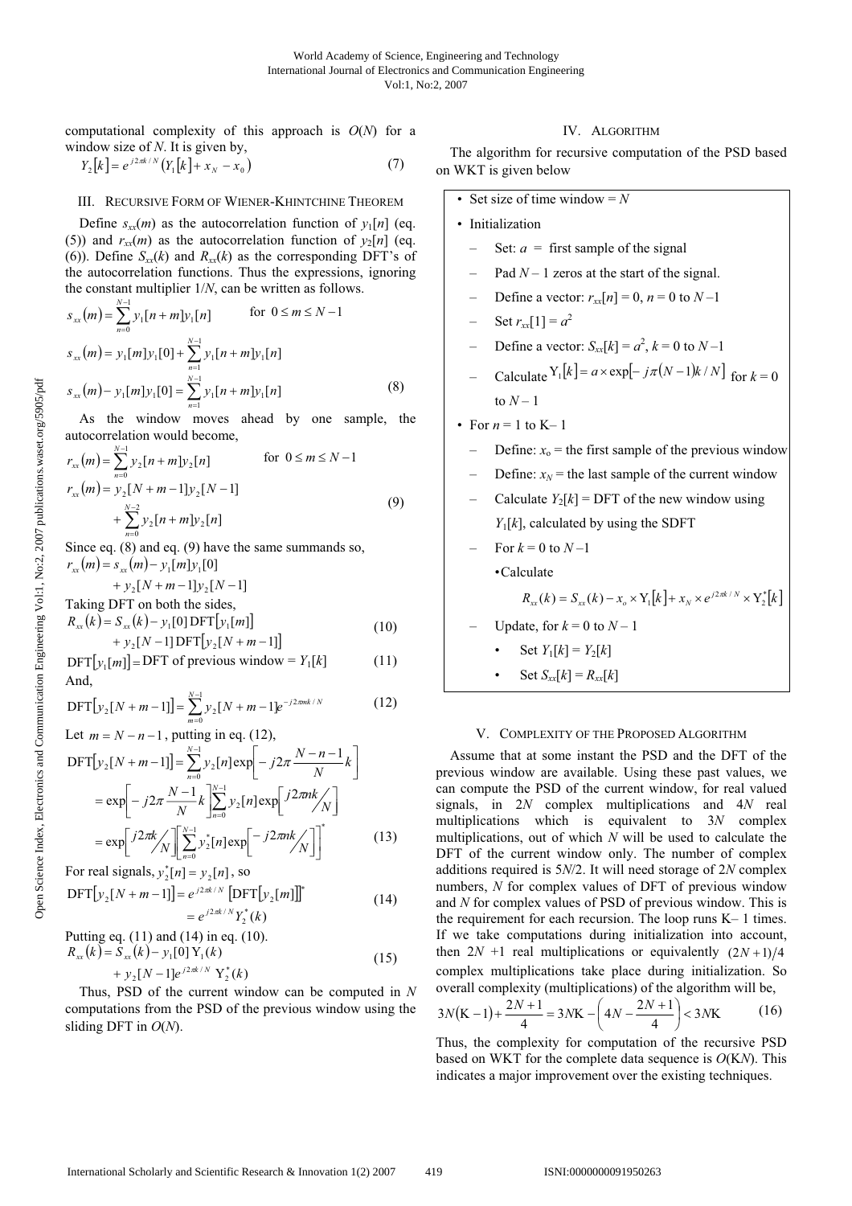computational complexity of this approach is $O(N)$ for a window size of $N$. It is given by,

$$Y_2[k] = e^{j2\pi k/N}\left(Y_1[k] + x_N - x_0\right) \tag{7}$$

## III. Recursive Form of Wiener-Khintchine Theorem

Define $s_{xx}(m)$ as the autocorrelation function of $y_1[n]$ (eq. (5)) and $r_{xx}(m)$ as the autocorrelation function of $y_2[n]$ (eq. (6)). Define $S_{xx}(k)$ and $R_{xx}(k)$ as the corresponding DFT's of the autocorrelation functions. Thus the expressions, ignoring the constant multiplier $1/N$, can be written as follows.

$$s_{xx}(m) = \sum_{n=0}^{N-1} y_1[n+m]y_1[n] \qquad \text{for } 0 \le m \le N-1$$

$$s_{xx}(m) = y_1[m]y_1[0] + \sum_{n=1}^{N-1} y_1[n+m]y_1[n]$$

$$s_{xx}(m) - y_1[m]y_1[0] = \sum_{n=1}^{N-1} y_1[n+m]y_1[n] \tag{8}$$

As the window moves ahead by one sample, the autocorrelation would become,

$$r_{xx}(m) = \sum_{n=0}^{N-1} y_2[n+m]y_2[n] \qquad \text{for } 0 \le m \le N-1$$

$$r_{xx}(m) = y_2[N+m-1]y_2[N-1] + \sum_{n=0}^{N-2} y_2[n+m]y_2[n] \tag{9}$$

Since eq. (8) and eq. (9) have the same summands so,

$$r_{xx}(m) = s_{xx}(m) - y_1[m]y_1[0] + y_2[N+m-1]y_2[N-1]$$

Taking DFT on both the sides,

$$R_{xx}(k) = S_{xx}(k) - y_1[0]\,\mathrm{DFT}[y_1[m]] + y_2[N-1]\,\mathrm{DFT}[y_2[N+m-1]] \tag{10}$$

$$\mathrm{DFT}[y_1[m]] = \text{DFT of previous window} = Y_1[k] \tag{11}$$

And,

$$\mathrm{DFT}[y_2[N+m-1]] = \sum_{m=0}^{N-1} y_2[N+m-1]e^{-j2\pi mk/N} \tag{12}$$

Let $m = N - n - 1$, putting in eq. (12),

$$\mathrm{DFT}[y_2[N+m-1]] = \sum_{n=0}^{N-1} y_2[n]\exp\left[-j2\pi\frac{N-n-1}{N}k\right]$$

$$= \exp\left[-j2\pi\frac{N-1}{N}k\right]\left[\sum_{n=0}^{N-1} y_2[n]\exp\left[\frac{j2\pi nk}{N}\right]\right]$$

$$= \exp\left[\frac{j2\pi k}{N}\right]\left[\sum_{n=0}^{N-1} y_2^*[n]\exp\left[\frac{-j2\pi nk}{N}\right]\right]^* \tag{13}$$

For real signals, $y_2^*[n] = y_2[n]$, so

$$\mathrm{DFT}[y_2[N+m-1]] = e^{j2\pi k/N}\left[\mathrm{DFT}[y_2[m]]\right]^* = e^{j2\pi k/N}Y_2^*(k) \tag{14}$$

Putting eq. (11) and (14) in eq. (10).

$$R_{xx}(k) = S_{xx}(k) - y_1[0]\,\mathrm{Y}_1(k) + y_2[N-1]e^{j2\pi k/N}\,\mathrm{Y}_2^*(k) \tag{15}$$

Thus, PSD of the current window can be computed in $N$ computations from the PSD of the previous window using the sliding DFT in $O(N)$.

## IV. Algorithm

The algorithm for recursive computation of the PSD based on WKT is given below

- Set size of time window = $N$
- Initialization
  - Set: $a$ = first sample of the signal
  - Pad $N - 1$ zeros at the start of the signal.
  - Define a vector: $r_{xx}[n] = 0$, $n = 0$ to $N - 1$
  - Set $r_{xx}[1] = a^2$
  - Define a vector: $S_{xx}[k] = a^2$, $k = 0$ to $N - 1$
  - Calculate $\mathrm{Y}_1[k] = a \times \exp[-j\pi(N-1)k/N]$ for $k = 0$ to $N - 1$
- For $n = 1$ to $\mathrm{K} - 1$
  - Define: $x_o$ = the first sample of the previous window
  - Define: $x_N$ = the last sample of the current window
  - Calculate $Y_2[k]$ = DFT of the new window using $Y_1[k]$, calculated by using the SDFT
  - For $k = 0$ to $N - 1$
    - Calculate
      $$R_{xx}(k) = S_{xx}(k) - x_o \times \mathrm{Y}_1[k] + x_N \times e^{j2\pi k/N} \times \mathrm{Y}_2^*[k]$$
  - Update, for $k = 0$ to $N - 1$
    - Set $Y_1[k] = Y_2[k]$
    - Set $S_{xx}[k] = R_{xx}[k]$

## V. Complexity of the Proposed Algorithm

Assume that at some instant the PSD and the DFT of the previous window are available. Using these past values, we can compute the PSD of the current window, for real valued signals, in $2N$ complex multiplications and $4N$ real multiplications which is equivalent to $3N$ complex multiplications, out of which $N$ will be used to calculate the DFT of the current window only. The number of complex additions required is $5N/2$. It will need storage of $2N$ complex numbers, $N$ for complex values of DFT of previous window and $N$ for complex values of PSD of previous window. This is the requirement for each recursion. The loop runs $\mathrm{K} - 1$ times. If we take computations during initialization into account, then $2N + 1$ real multiplications or equivalently $(2N+1)/4$ complex multiplications take place during initialization. So overall complexity (multiplications) of the algorithm will be,

$$3N(\mathrm{K}-1) + \frac{2N+1}{4} = 3N\mathrm{K} - \left(4N - \frac{2N+1}{4}\right) < 3N\mathrm{K} \tag{16}$$

Thus, the complexity for computation of the recursive PSD based on WKT for the complete data sequence is $O(\mathrm{K}N)$. This indicates a major improvement over the existing techniques.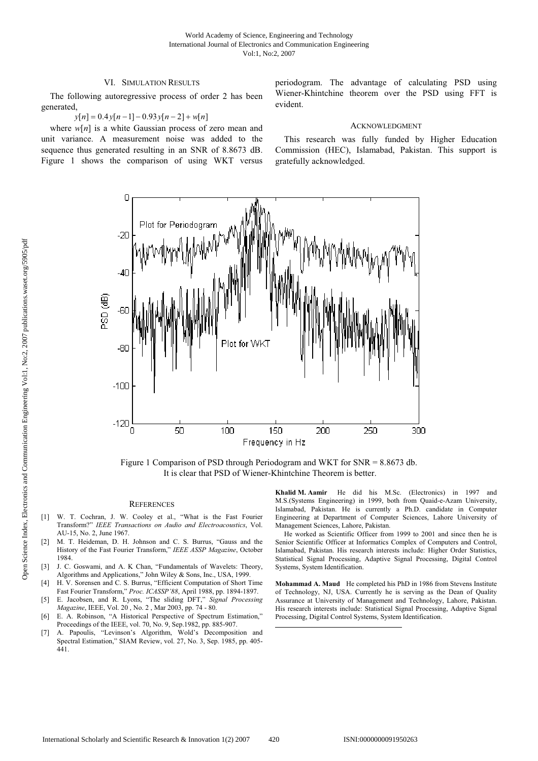## VI. Simulation Results

The following autoregressive process of order 2 has been generated,

$$y[n] = 0.4y[n-1] - 0.93y[n-2] + w[n]$$

where $w[n]$ is a white Gaussian process of zero mean and unit variance. A measurement noise was added to the sequence thus generated resulting in an SNR of 8.8673 dB. Figure 1 shows the comparison of using WKT versus periodogram. The advantage of calculating PSD using Wiener-Khintchine theorem over the PSD using FFT is evident.

## Acknowledgment

This research was fully funded by Higher Education Commission (HEC), Islamabad, Pakistan. This support is gratefully acknowledged.

0
-20
-40
-60
-80
-100
-120
PSD (dB)
Plot for Periodogram
Plot for WKT
0 50 100 150 200 250 300
Frequency in Hz

Figure 1 Comparison of PSD through Periodogram and WKT for SNR = 8.8673 db. It is clear that PSD of Wiener-Khintchine Theorem is better.

## References

[1] W. T. Cochran, J. W. Cooley et al., "What is the Fast Fourier Transform?" *IEEE Transactions on Audio and Electroacoustics*, Vol. AU-15, No. 2, June 1967.

[2] M. T. Heideman, D. H. Johnson and C. S. Burrus, "Gauss and the History of the Fast Fourier Transform," *IEEE ASSP Magazine*, October 1984.

[3] J. C. Goswami, and A. K Chan, "Fundamentals of Wavelets: Theory, Algorithms and Applications," John Wiley & Sons, Inc., USA, 1999.

[4] H. V. Sorensen and C. S. Burrus, "Efficient Computation of Short Time Fast Fourier Transform," *Proc. ICASSP'88*, April 1988, pp. 1894-1897.

[5] E. Jacobsen, and R. Lyons, "The sliding DFT," *Signal Processing Magazine*, IEEE, Vol. 20 , No. 2 , Mar 2003, pp. 74 - 80.

[6] E. A. Robinson, "A Historical Perspective of Spectrum Estimation," Proceedings of the IEEE, vol. 70, No. 9, Sep.1982, pp. 885-907.

[7] A. Papoulis, "Levinson's Algorithm, Wold's Decomposition and Spectral Estimation," SIAM Review, vol. 27, No. 3, Sep. 1985, pp. 405-441.

**Khalid M. Aamir** He did his M.Sc. (Electronics) in 1997 and M.S.(Systems Engineering) in 1999, both from Quaid-e-Azam University, Islamabad, Pakistan. He is currently a Ph.D. candidate in Computer Engineering at Department of Computer Sciences, Lahore University of Management Sciences, Lahore, Pakistan.

He worked as Scientific Officer from 1999 to 2001 and since then he is Senior Scientific Officer at Informatics Complex of Computers and Control, Islamabad, Pakistan. His research interests include: Higher Order Statistics, Statistical Signal Processing, Adaptive Signal Processing, Digital Control Systems, System Identification.

**Mohammad A. Maud** He completed his PhD in 1986 from Stevens Institute of Technology, NJ, USA. Currently he is serving as the Dean of Quality Assurance at University of Management and Technology, Lahore, Pakistan. His research interests include: Statistical Signal Processing, Adaptive Signal Processing, Digital Control Systems, System Identification.